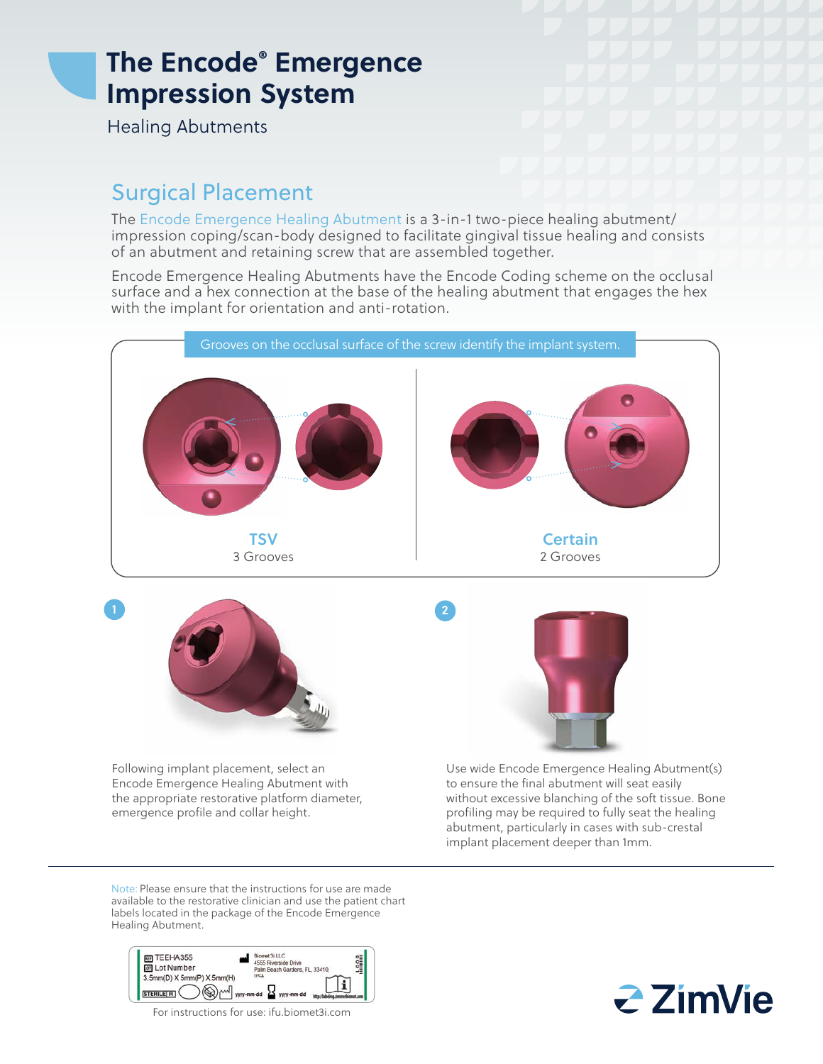# The Encode® Emergence Impression System

Healing Abutments

## Surgical Placement

The Encode Emergence Healing Abutment is a 3-in-1 two-piece healing abutment/impression coping/scan-body designed to facilitate gingival tissue healing and consists of an abutment and retaining screw that are assembled together.

Encode Emergence Healing Abutments have the Encode Coding scheme on the occlusal surface and a hex connection at the base of the healing abutment that engages the hex with the implant for orientation and anti-rotation.

Grooves on the occlusal surface of the screw identify the implant system.

**TSV**
3 Grooves

**Certain**
2 Grooves

1. Following implant placement, select an Encode Emergence Healing Abutment with the appropriate restorative platform diameter, emergence profile and collar height.

2. Use wide Encode Emergence Healing Abutment(s) to ensure the final abutment will seat easily without excessive blanching of the soft tissue. Bone profiling may be required to fully seat the healing abutment, particularly in cases with sub-crestal implant placement deeper than 1mm.

---

Note: Please ensure that the instructions for use are made available to the restorative clinician and use the patient chart labels located in the package of the Encode Emergence Healing Abutment.

TEEHA355
Lot Number
3.5mm(D) X 5mm(P) X 5mm(H)
Biomet 3i LLC
4555 Riverside Drive
Palm Beach Gardens, FL 33410,
USA
STERILE R
yyyy-mm-dd
yyyy-mm-dd

For instructions for use: ifu.biomet3i.com

ZimVie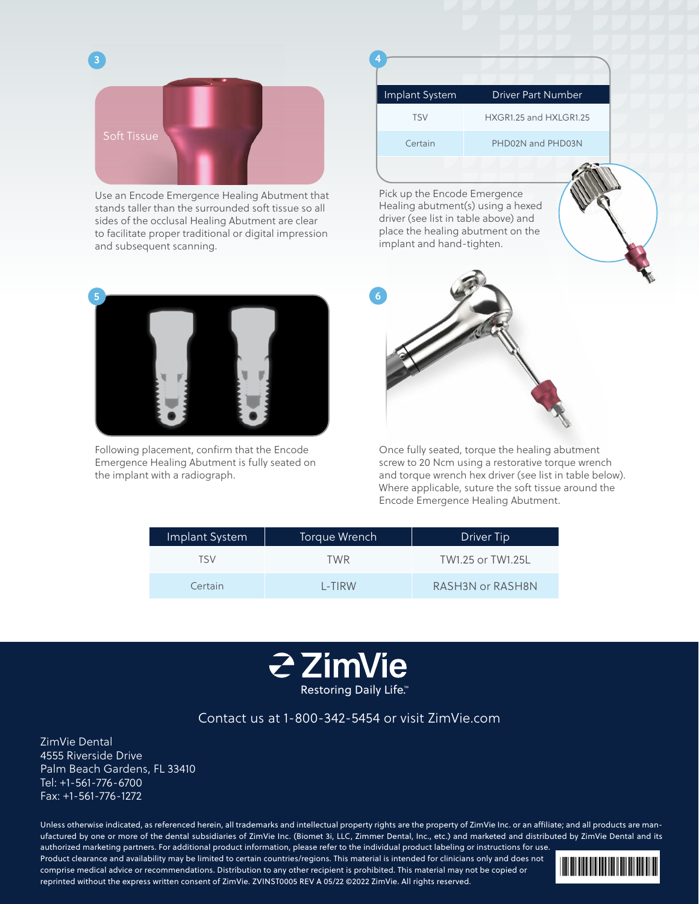3

Soft Tissue

Use an Encode Emergence Healing Abutment that stands taller than the surrounded soft tissue so all sides of the occlusal Healing Abutment are clear to facilitate proper traditional or digital impression and subsequent scanning.

4

| Implant System | Driver Part Number |
| --- | --- |
| TSV | HXGR1.25 and HXLGR1.25 |
| Certain | PHD02N and PHD03N |

Pick up the Encode Emergence Healing abutment(s) using a hexed driver (see list in table above) and place the healing abutment on the implant and hand-tighten.

5

Following placement, confirm that the Encode Emergence Healing Abutment is fully seated on the implant with a radiograph.

6

Once fully seated, torque the healing abutment screw to 20 Ncm using a restorative torque wrench and torque wrench hex driver (see list in table below). Where applicable, suture the soft tissue around the Encode Emergence Healing Abutment.

| Implant System | Torque Wrench | Driver Tip |
| --- | --- | --- |
| TSV | TWR | TW1.25 or TW1.25L |
| Certain | L-TIRW | RASH3N or RASH8N |

ZimVie

Restoring Daily Life.™

Contact us at 1-800-342-5454 or visit ZimVie.com

ZimVie Dental
4555 Riverside Drive
Palm Beach Gardens, FL 33410
Tel: +1-561-776-6700
Fax: +1-561-776-1272

Unless otherwise indicated, as referenced herein, all trademarks and intellectual property rights are the property of ZimVie Inc. or an affiliate; and all products are manufactured by one or more of the dental subsidiaries of ZimVie Inc. (Biomet 3i, LLC, Zimmer Dental, Inc., etc.) and marketed and distributed by ZimVie Dental and its authorized marketing partners. For additional product information, please refer to the individual product labeling or instructions for use. Product clearance and availability may be limited to certain countries/regions. This material is intended for clinicians only and does not comprise medical advice or recommendations. Distribution to any other recipient is prohibited. This material may not be copied or reprinted without the express written consent of ZimVie. ZVINST0005 REV A 05/22 ©2022 ZimVie. All rights reserved.